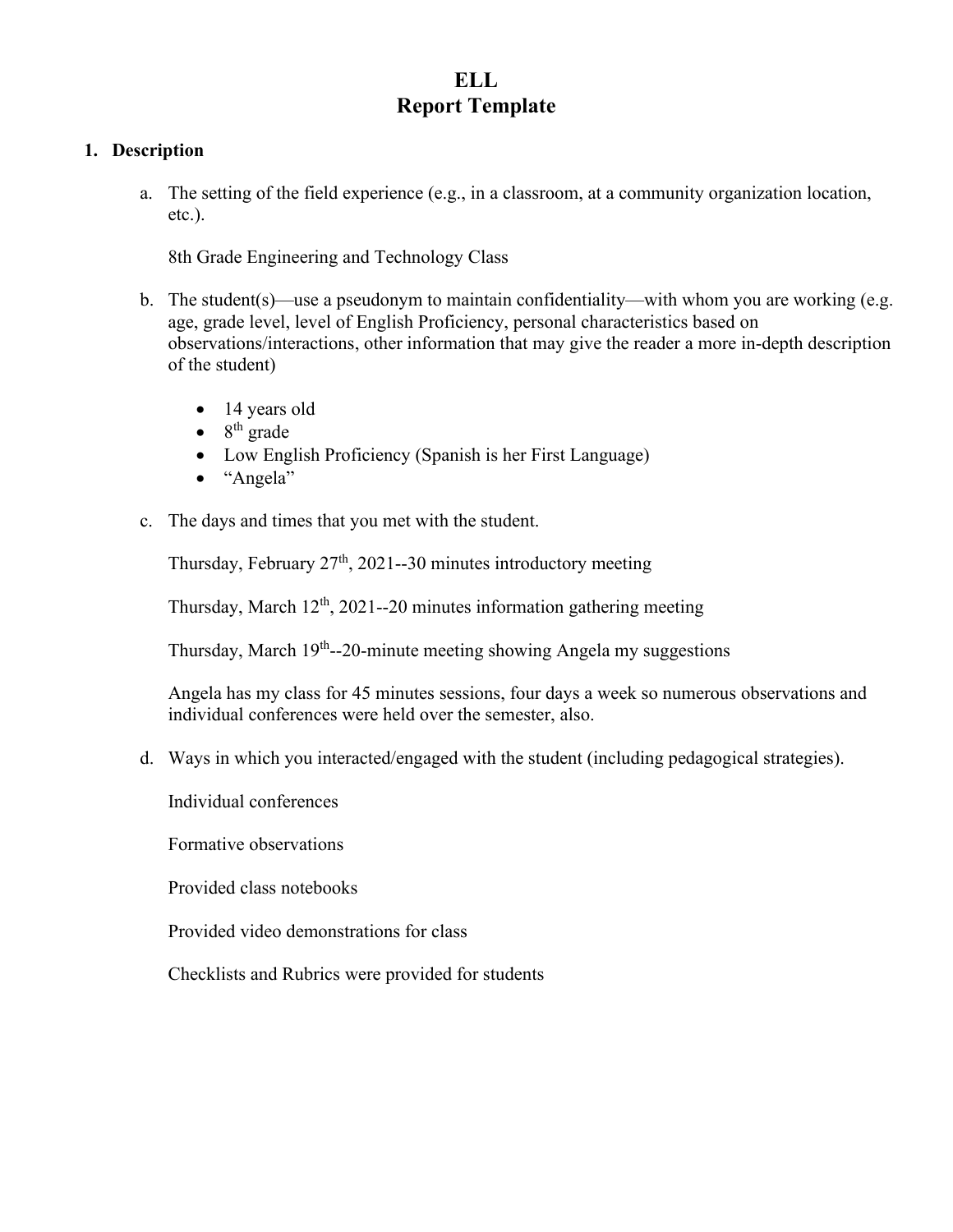# ELL
# Report Template

1. **Description**

   a. The setting of the field experience (e.g., in a classroom, at a community organization location, etc.).

      8th Grade Engineering and Technology Class

   b. The student(s)—use a pseudonym to maintain confidentiality—with whom you are working (e.g. age, grade level, level of English Proficiency, personal characteristics based on observations/interactions, other information that may give the reader a more in-depth description of the student)

      - 14 years old
      - 8th grade
      - Low English Proficiency (Spanish is her First Language)
      - "Angela"

   c. The days and times that you met with the student.

      Thursday, February 27th, 2021--30 minutes introductory meeting

      Thursday, March 12th, 2021--20 minutes information gathering meeting

      Thursday, March 19th--20-minute meeting showing Angela my suggestions

      Angela has my class for 45 minutes sessions, four days a week so numerous observations and individual conferences were held over the semester, also.

   d. Ways in which you interacted/engaged with the student (including pedagogical strategies).

      Individual conferences

      Formative observations

      Provided class notebooks

      Provided video demonstrations for class

      Checklists and Rubrics were provided for students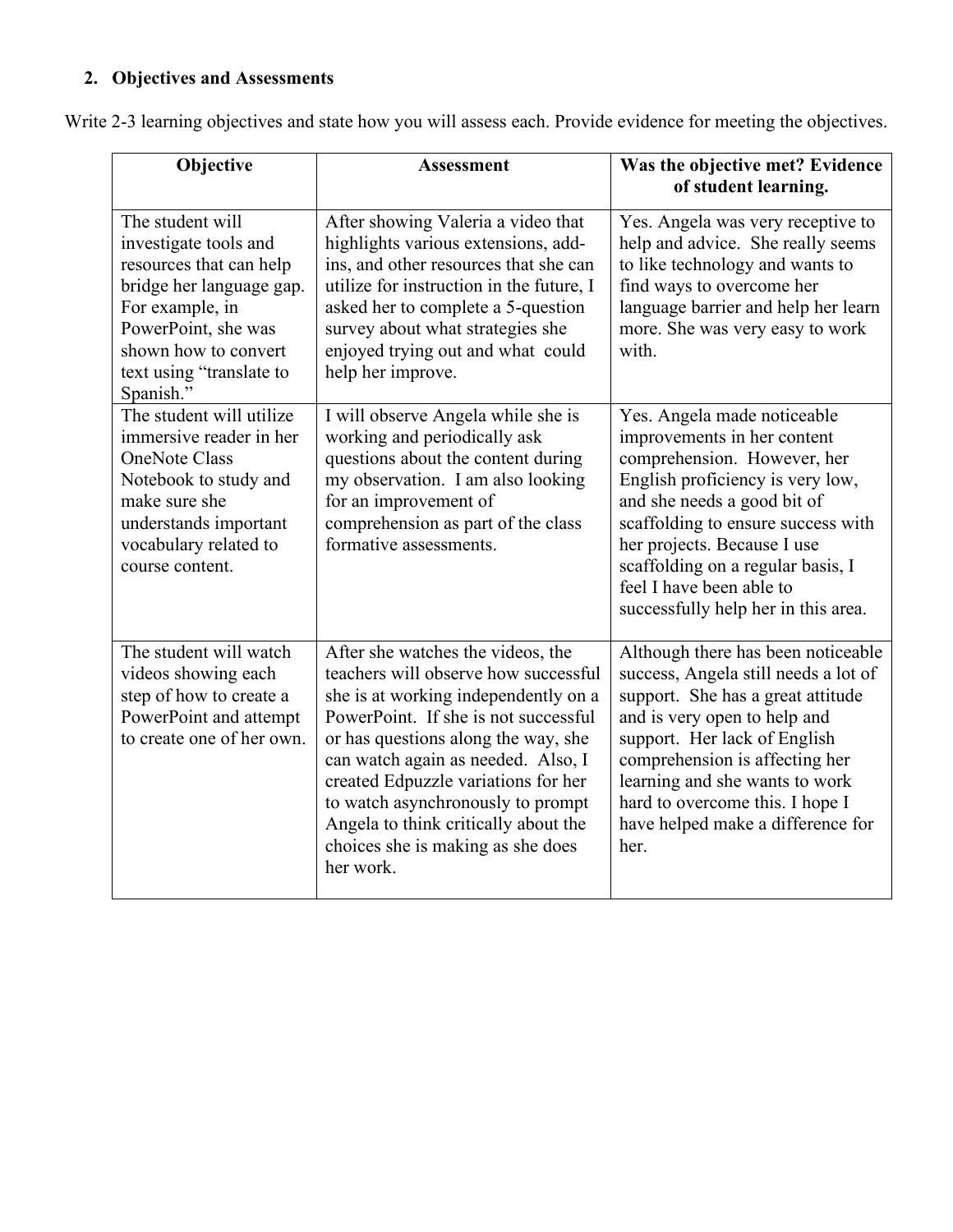2. **Objectives and Assessments**

Write 2-3 learning objectives and state how you will assess each. Provide evidence for meeting the objectives.

| Objective | Assessment | Was the objective met? Evidence of student learning. |
|---|---|---|
| The student will investigate tools and resources that can help bridge her language gap. For example, in PowerPoint, she was shown how to convert text using "translate to Spanish." | After showing Valeria a video that highlights various extensions, add-ins, and other resources that she can utilize for instruction in the future, I asked her to complete a 5-question survey about what strategies she enjoyed trying out and what could help her improve. | Yes. Angela was very receptive to help and advice. She really seems to like technology and wants to find ways to overcome her language barrier and help her learn more. She was very easy to work with. |
| The student will utilize immersive reader in her OneNote Class Notebook to study and make sure she understands important vocabulary related to course content. | I will observe Angela while she is working and periodically ask questions about the content during my observation. I am also looking for an improvement of comprehension as part of the class formative assessments. | Yes. Angela made noticeable improvements in her content comprehension. However, her English proficiency is very low, and she needs a good bit of scaffolding to ensure success with her projects. Because I use scaffolding on a regular basis, I feel I have been able to successfully help her in this area. |
| The student will watch videos showing each step of how to create a PowerPoint and attempt to create one of her own. | After she watches the videos, the teachers will observe how successful she is at working independently on a PowerPoint. If she is not successful or has questions along the way, she can watch again as needed. Also, I created Edpuzzle variations for her to watch asynchronously to prompt Angela to think critically about the choices she is making as she does her work. | Although there has been noticeable success, Angela still needs a lot of support. She has a great attitude and is very open to help and support. Her lack of English comprehension is affecting her learning and she wants to work hard to overcome this. I hope I have helped make a difference for her. |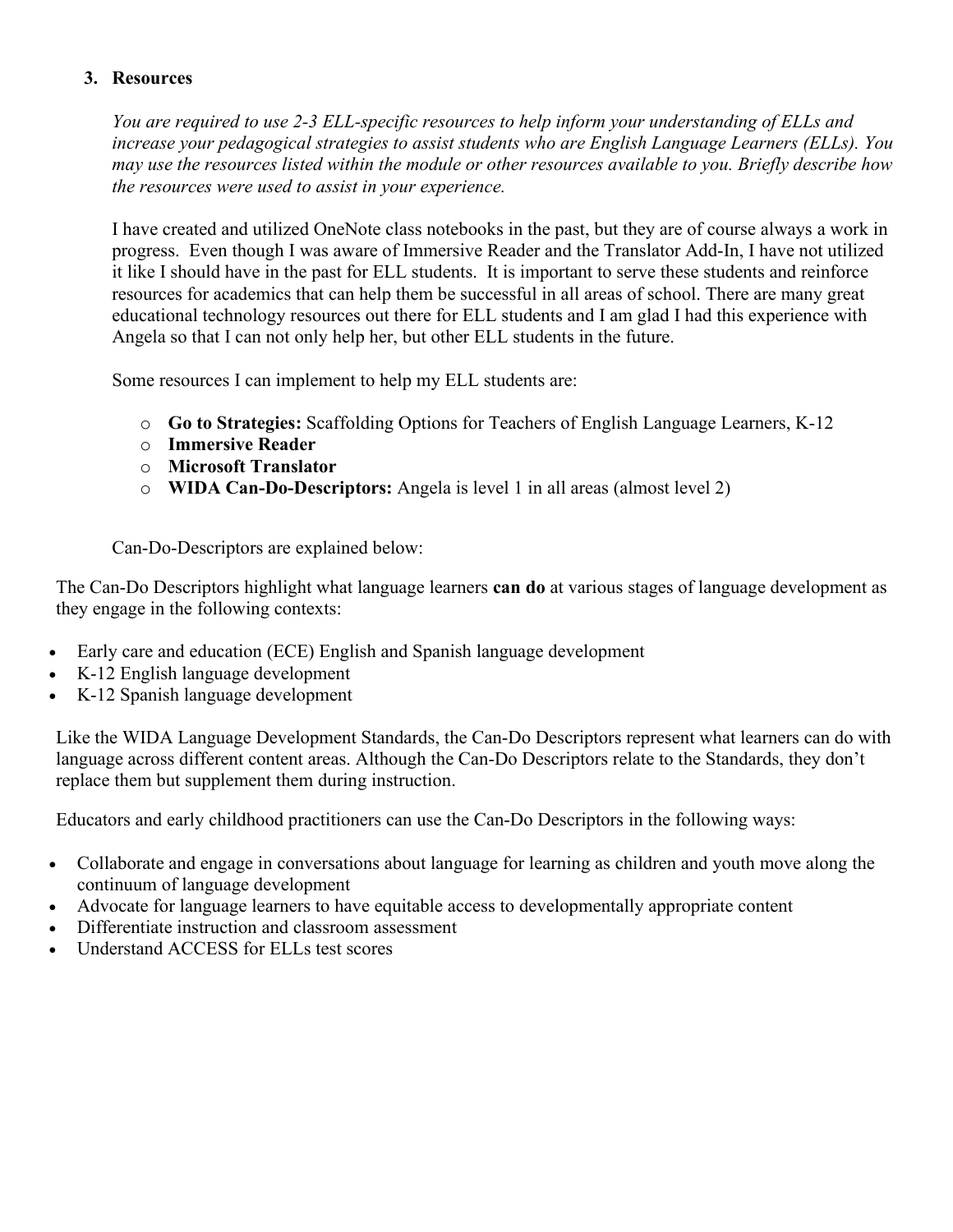3. **Resources**

*You are required to use 2-3 ELL-specific resources to help inform your understanding of ELLs and increase your pedagogical strategies to assist students who are English Language Learners (ELLs). You may use the resources listed within the module or other resources available to you. Briefly describe how the resources were used to assist in your experience.*

I have created and utilized OneNote class notebooks in the past, but they are of course always a work in progress. Even though I was aware of Immersive Reader and the Translator Add-In, I have not utilized it like I should have in the past for ELL students. It is important to serve these students and reinforce resources for academics that can help them be successful in all areas of school. There are many great educational technology resources out there for ELL students and I am glad I had this experience with Angela so that I can not only help her, but other ELL students in the future.

Some resources I can implement to help my ELL students are:

- **Go to Strategies:** Scaffolding Options for Teachers of English Language Learners, K-12
- **Immersive Reader**
- **Microsoft Translator**
- **WIDA Can-Do-Descriptors:** Angela is level 1 in all areas (almost level 2)

Can-Do-Descriptors are explained below:

The Can-Do Descriptors highlight what language learners **can do** at various stages of language development as they engage in the following contexts:

- Early care and education (ECE) English and Spanish language development
- K-12 English language development
- K-12 Spanish language development

Like the WIDA Language Development Standards, the Can-Do Descriptors represent what learners can do with language across different content areas. Although the Can-Do Descriptors relate to the Standards, they don't replace them but supplement them during instruction.

Educators and early childhood practitioners can use the Can-Do Descriptors in the following ways:

- Collaborate and engage in conversations about language for learning as children and youth move along the continuum of language development
- Advocate for language learners to have equitable access to developmentally appropriate content
- Differentiate instruction and classroom assessment
- Understand ACCESS for ELLs test scores